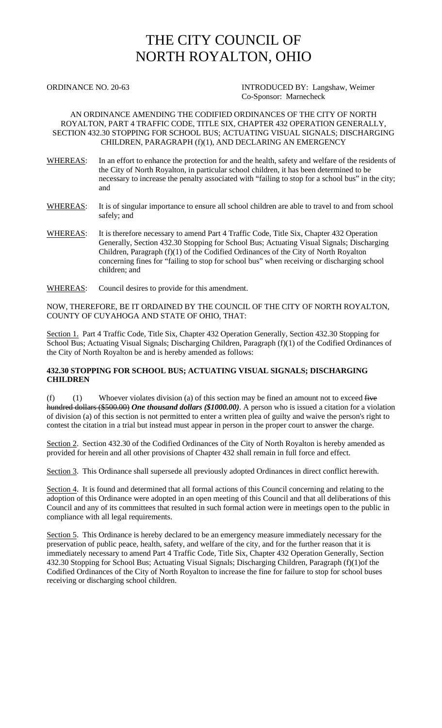# THE CITY COUNCIL OF NORTH ROYALTON, OHIO

ORDINANCE NO. 20-63

INTRODUCED BY: Langshaw, Weimer
Co-Sponsor: Marnecheck

AN ORDINANCE AMENDING THE CODIFIED ORDINANCES OF THE CITY OF NORTH ROYALTON, PART 4 TRAFFIC CODE, TITLE SIX, CHAPTER 432 OPERATION GENERALLY, SECTION 432.30 STOPPING FOR SCHOOL BUS; ACTUATING VISUAL SIGNALS; DISCHARGING CHILDREN, PARAGRAPH (f)(1), AND DECLARING AN EMERGENCY

WHEREAS: In an effort to enhance the protection for and the health, safety and welfare of the residents of the City of North Royalton, in particular school children, it has been determined to be necessary to increase the penalty associated with "failing to stop for a school bus" in the city; and

WHEREAS: It is of singular importance to ensure all school children are able to travel to and from school safely; and

WHEREAS: It is therefore necessary to amend Part 4 Traffic Code, Title Six, Chapter 432 Operation Generally, Section 432.30 Stopping for School Bus; Actuating Visual Signals; Discharging Children, Paragraph (f)(1) of the Codified Ordinances of the City of North Royalton concerning fines for "failing to stop for school bus" when receiving or discharging school children; and

WHEREAS: Council desires to provide for this amendment.

NOW, THEREFORE, BE IT ORDAINED BY THE COUNCIL OF THE CITY OF NORTH ROYALTON, COUNTY OF CUYAHOGA AND STATE OF OHIO, THAT:

Section 1. Part 4 Traffic Code, Title Six, Chapter 432 Operation Generally, Section 432.30 Stopping for School Bus; Actuating Visual Signals; Discharging Children, Paragraph (f)(1) of the Codified Ordinances of the City of North Royalton be and is hereby amended as follows:

**432.30 STOPPING FOR SCHOOL BUS; ACTUATING VISUAL SIGNALS; DISCHARGING CHILDREN**

(f) (1) Whoever violates division (a) of this section may be fined an amount not to exceed ~~five hundred dollars ($500.00)~~ ***One thousand dollars ($1000.00)***. A person who is issued a citation for a violation of division (a) of this section is not permitted to enter a written plea of guilty and waive the person's right to contest the citation in a trial but instead must appear in person in the proper court to answer the charge.

Section 2. Section 432.30 of the Codified Ordinances of the City of North Royalton is hereby amended as provided for herein and all other provisions of Chapter 432 shall remain in full force and effect.

Section 3. This Ordinance shall supersede all previously adopted Ordinances in direct conflict herewith.

Section 4. It is found and determined that all formal actions of this Council concerning and relating to the adoption of this Ordinance were adopted in an open meeting of this Council and that all deliberations of this Council and any of its committees that resulted in such formal action were in meetings open to the public in compliance with all legal requirements.

Section 5. This Ordinance is hereby declared to be an emergency measure immediately necessary for the preservation of public peace, health, safety, and welfare of the city, and for the further reason that it is immediately necessary to amend Part 4 Traffic Code, Title Six, Chapter 432 Operation Generally, Section 432.30 Stopping for School Bus; Actuating Visual Signals; Discharging Children, Paragraph (f)(1)of the Codified Ordinances of the City of North Royalton to increase the fine for failure to stop for school buses receiving or discharging school children.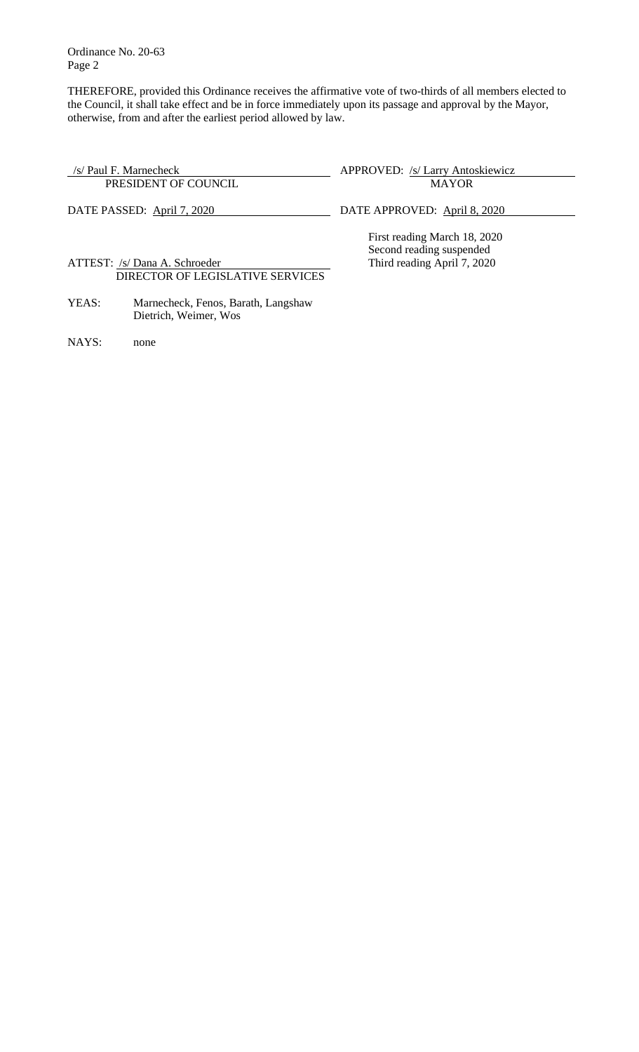THEREFORE, provided this Ordinance receives the affirmative vote of two-thirds of all members elected to the Council, it shall take effect and be in force immediately upon its passage and approval by the Mayor, otherwise, from and after the earliest period allowed by law.

/s/ Paul F. Marnecheck
PRESIDENT OF COUNCIL

APPROVED: /s/ Larry Antoskiewicz
MAYOR

DATE PASSED: April 7, 2020

DATE APPROVED: April 8, 2020

First reading March 18, 2020
Second reading suspended
Third reading April 7, 2020

ATTEST: /s/ Dana A. Schroeder
DIRECTOR OF LEGISLATIVE SERVICES

YEAS: Marnecheck, Fenos, Barath, Langshaw Dietrich, Weimer, Wos

NAYS: none